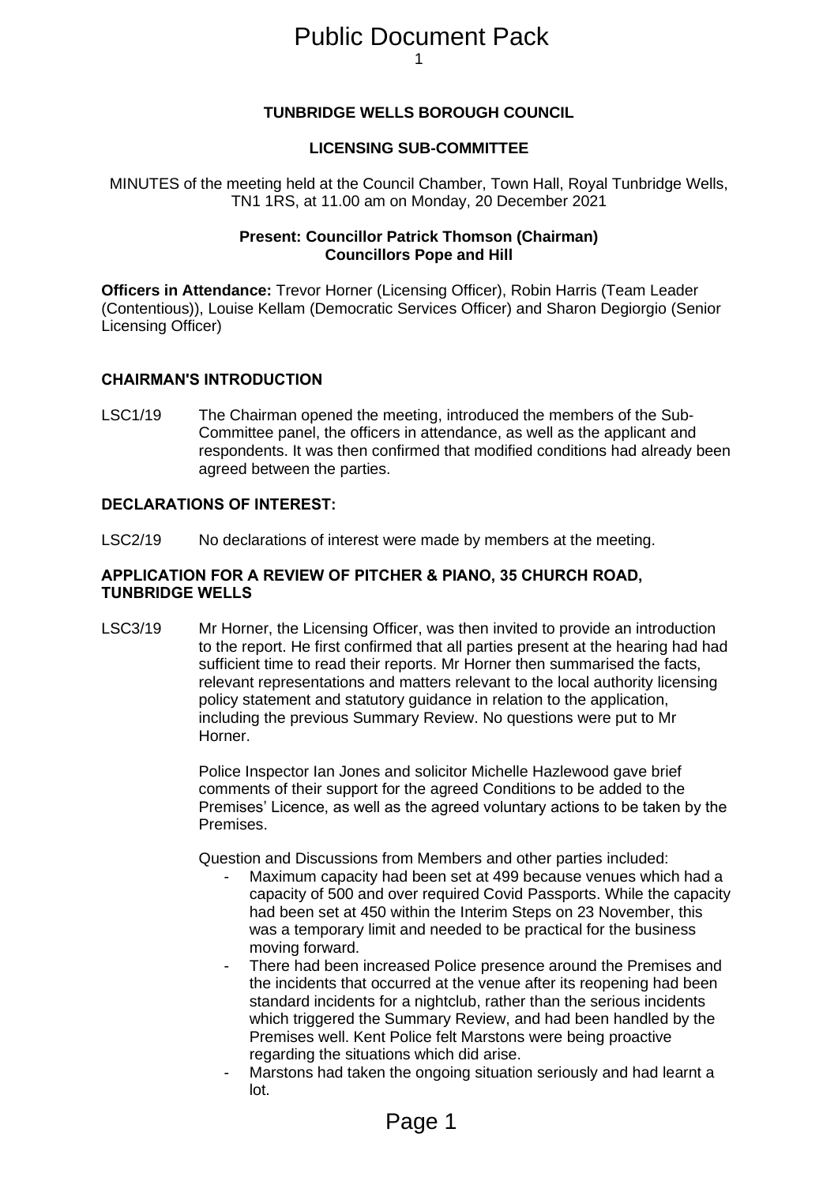# Public Document Pack

## TUNBRIDGE WELLS BOROUGH COUNCIL

## LICENSING SUB-COMMITTEE

MINUTES of the meeting held at the Council Chamber, Town Hall, Royal Tunbridge Wells, TN1 1RS, at 11.00 am on Monday, 20 December 2021

**Present: Councillor Patrick Thomson (Chairman)**
**Councillors Pope and Hill**

**Officers in Attendance:** Trevor Horner (Licensing Officer), Robin Harris (Team Leader (Contentious)), Louise Kellam (Democratic Services Officer) and Sharon Degiorgio (Senior Licensing Officer)

### CHAIRMAN'S INTRODUCTION

LSC1/19 The Chairman opened the meeting, introduced the members of the Sub-Committee panel, the officers in attendance, as well as the applicant and respondents. It was then confirmed that modified conditions had already been agreed between the parties.

### DECLARATIONS OF INTEREST:

LSC2/19 No declarations of interest were made by members at the meeting.

### APPLICATION FOR A REVIEW OF PITCHER & PIANO, 35 CHURCH ROAD, TUNBRIDGE WELLS

LSC3/19 Mr Horner, the Licensing Officer, was then invited to provide an introduction to the report. He first confirmed that all parties present at the hearing had had sufficient time to read their reports. Mr Horner then summarised the facts, relevant representations and matters relevant to the local authority licensing policy statement and statutory guidance in relation to the application, including the previous Summary Review. No questions were put to Mr Horner.

Police Inspector Ian Jones and solicitor Michelle Hazlewood gave brief comments of their support for the agreed Conditions to be added to the Premises' Licence, as well as the agreed voluntary actions to be taken by the Premises.

Question and Discussions from Members and other parties included:

- Maximum capacity had been set at 499 because venues which had a capacity of 500 and over required Covid Passports. While the capacity had been set at 450 within the Interim Steps on 23 November, this was a temporary limit and needed to be practical for the business moving forward.
- There had been increased Police presence around the Premises and the incidents that occurred at the venue after its reopening had been standard incidents for a nightclub, rather than the serious incidents which triggered the Summary Review, and had been handled by the Premises well. Kent Police felt Marstons were being proactive regarding the situations which did arise.
- Marstons had taken the ongoing situation seriously and had learnt a lot.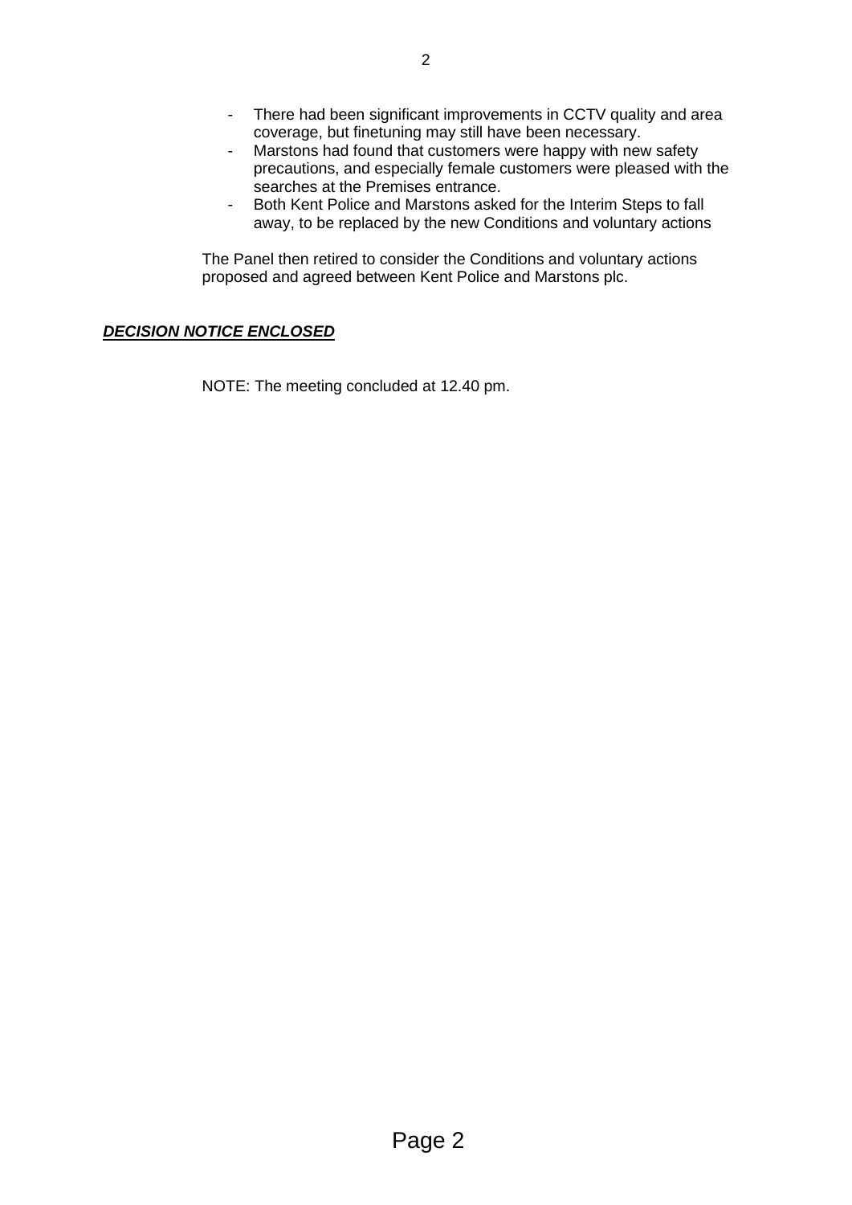- There had been significant improvements in CCTV quality and area coverage, but finetuning may still have been necessary.
- Marstons had found that customers were happy with new safety precautions, and especially female customers were pleased with the searches at the Premises entrance.
- Both Kent Police and Marstons asked for the Interim Steps to fall away, to be replaced by the new Conditions and voluntary actions

The Panel then retired to consider the Conditions and voluntary actions proposed and agreed between Kent Police and Marstons plc.

***DECISION NOTICE ENCLOSED***

NOTE: The meeting concluded at 12.40 pm.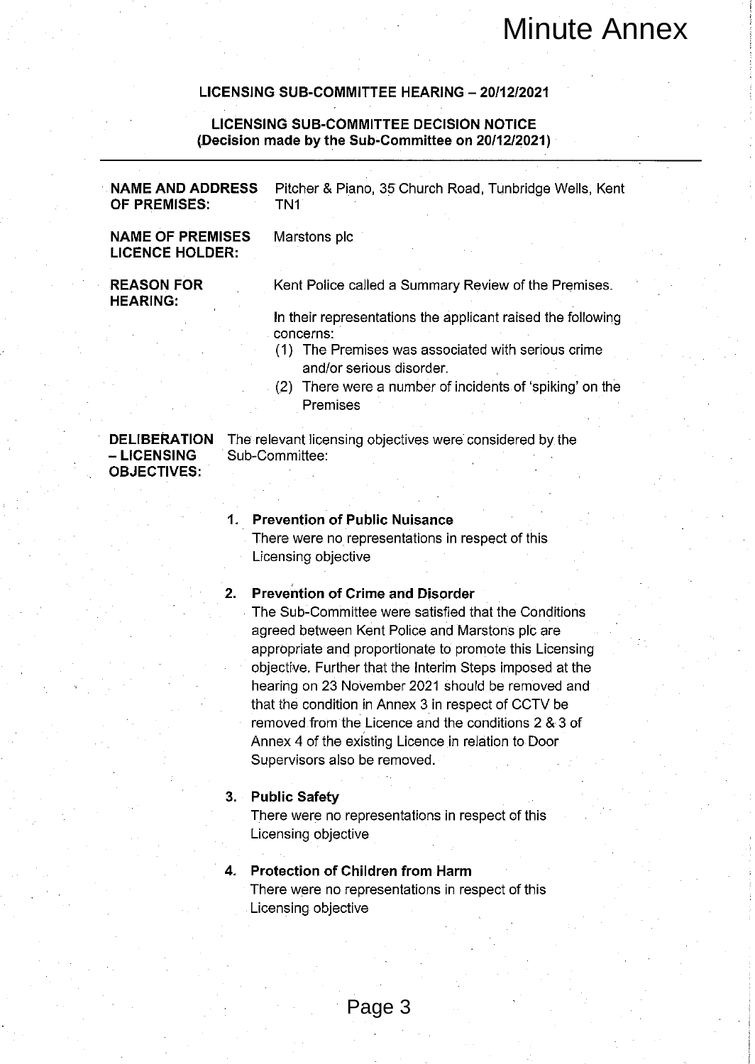# Minute Annex

## LICENSING SUB-COMMITTEE HEARING – 20/12/2021

### LICENSING SUB-COMMITTEE DECISION NOTICE
**(Decision made by the Sub-Committee on 20/12/2021)**

---

**NAME AND ADDRESS OF PREMISES:** Pitcher & Piano, 35 Church Road, Tunbridge Wells, Kent TN1

**NAME OF PREMISES LICENCE HOLDER:** Marstons plc

**REASON FOR HEARING:** Kent Police called a Summary Review of the Premises.

In their representations the applicant raised the following concerns:

(1) The Premises was associated with serious crime and/or serious disorder.
(2) There were a number of incidents of 'spiking' on the Premises

**DELIBERATION – LICENSING OBJECTIVES:** The relevant licensing objectives were considered by the Sub-Committee:

1. **Prevention of Public Nuisance**
   There were no representations in respect of this Licensing objective

2. **Prevention of Crime and Disorder**
   The Sub-Committee were satisfied that the Conditions agreed between Kent Police and Marstons plc are appropriate and proportionate to promote this Licensing objective. Further that the Interim Steps imposed at the hearing on 23 November 2021 should be removed and that the condition in Annex 3 in respect of CCTV be removed from the Licence and the conditions 2 & 3 of Annex 4 of the existing Licence in relation to Door Supervisors also be removed.

3. **Public Safety**
   There were no representations in respect of this Licensing objective

4. **Protection of Children from Harm**
   There were no representations in respect of this Licensing objective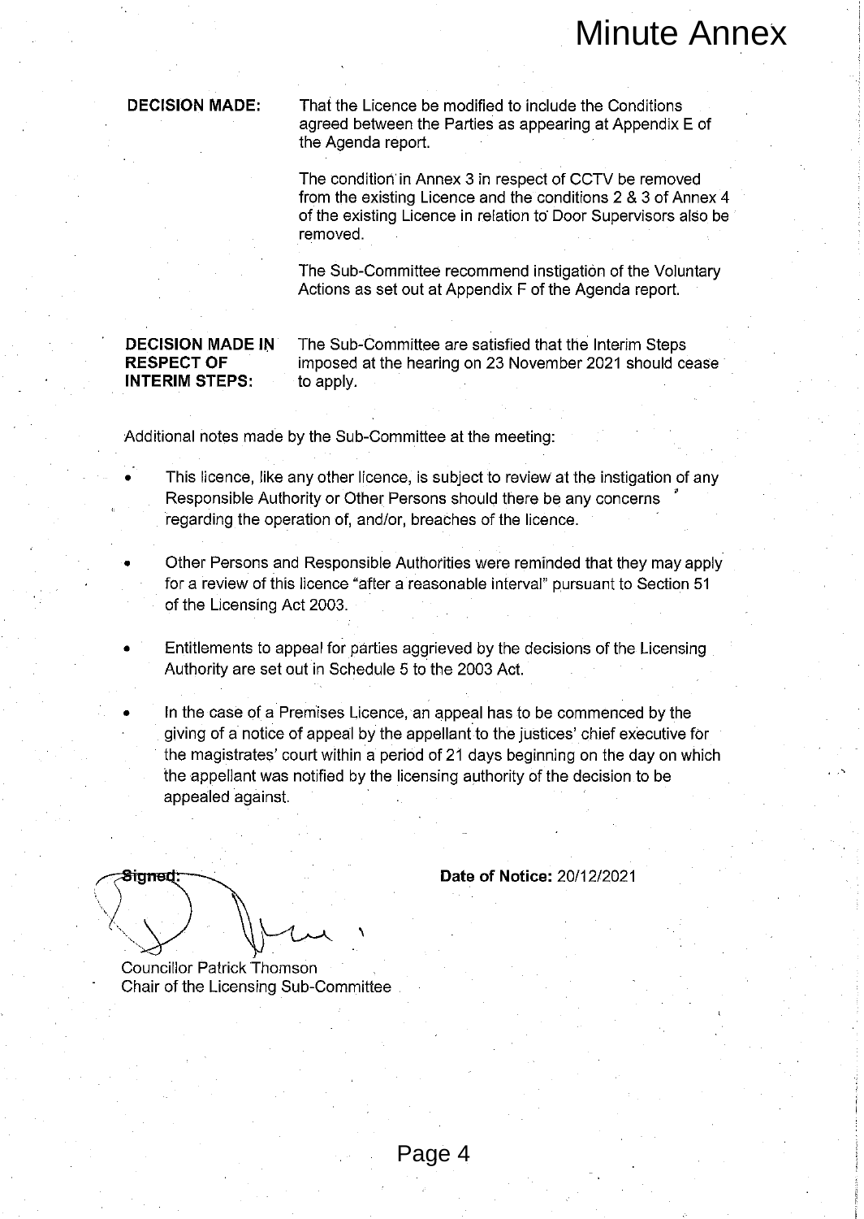# Minute Annex

| | |
|---|---|
| **DECISION MADE:** | That the Licence be modified to include the Conditions agreed between the Parties as appearing at Appendix E of the Agenda report.<br><br>The condition in Annex 3 in respect of CCTV be removed from the existing Licence and the conditions 2 & 3 of Annex 4 of the existing Licence in relation to Door Supervisors also be removed.<br><br>The Sub-Committee recommend instigation of the Voluntary Actions as set out at Appendix F of the Agenda report. |
| **DECISION MADE IN RESPECT OF INTERIM STEPS:** | The Sub-Committee are satisfied that the Interim Steps imposed at the hearing on 23 November 2021 should cease to apply. |

Additional notes made by the Sub-Committee at the meeting:

- This licence, like any other licence, is subject to review at the instigation of any Responsible Authority or Other Persons should there be any concerns regarding the operation of, and/or, breaches of the licence.
- Other Persons and Responsible Authorities were reminded that they may apply for a review of this licence "after a reasonable interval" pursuant to Section 51 of the Licensing Act 2003.
- Entitlements to appeal for parties aggrieved by the decisions of the Licensing Authority are set out in Schedule 5 to the 2003 Act.
- In the case of a Premises Licence, an appeal has to be commenced by the giving of a notice of appeal by the appellant to the justices' chief executive for the magistrates' court within a period of 21 days beginning on the day on which the appellant was notified by the licensing authority of the decision to be appealed against.

Signed:

Councillor Patrick Thomson
Chair of the Licensing Sub-Committee

**Date of Notice:** 20/12/2021